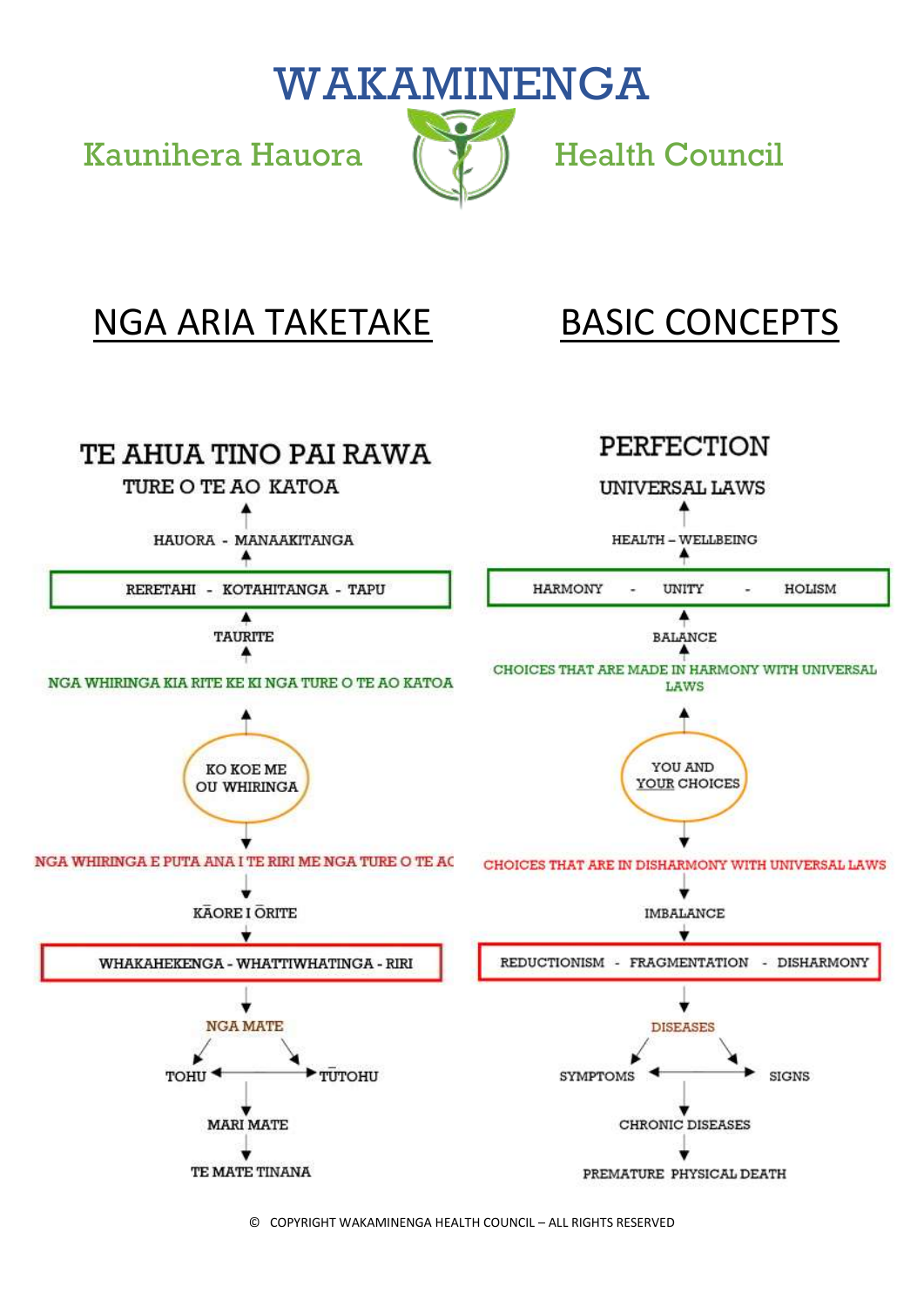# WAKAMINENGA

Kaunihera Hauora — Health Council

## NGA ARIA TAKETAKE

### TE AHUA TINO PAI RAWA

TURE O TE AO KATOA

↑

HAURORA - MANAAKITANGA

↑

**RERETAHI - KOTAHITANGA - TAPU**

↑

TAURITE

↑

NGA WHIRINGA KIA RITE KE KI NGA TURE O TE AO KATOA

↑

KO KOE ME OU WHIRINGA

↓

NGA WHIRINGA E PUTA ANA I TE RIRI ME NGA TURE O TE AO

↓

KĀORE I ŌRITE

↓

**WHAKAHEKENGA - WHATIWHATINGA - RIRI**

↓

NGA MATE

TOHU ↔ TŪTOHU

↓

MARI MATE

↓

TE MATE TINANA

## BASIC CONCEPTS

### PERFECTION

UNIVERSAL LAWS

↑

HEALTH – WELLBEING

↑

**HARMONY - UNITY - HOLISM**

↑

BALANCE

↑

CHOICES THAT ARE MADE IN HARMONY WITH UNIVERSAL LAWS

↑

YOU AND YOUR CHOICES

↓

CHOICES THAT ARE IN DISHARMONY WITH UNIVERSAL LAWS

↓

IMBALANCE

↓

**REDUCTIONISM - FRAGMENTATION - DISHARMONY**

↓

DISEASES

SYMPTOMS ↔ SIGNS

↓

CHRONIC DISEASES

↓

PREMATURE PHYSICAL DEATH

© COPYRIGHT WAKAMINENGA HEALTH COUNCIL – ALL RIGHTS RESERVED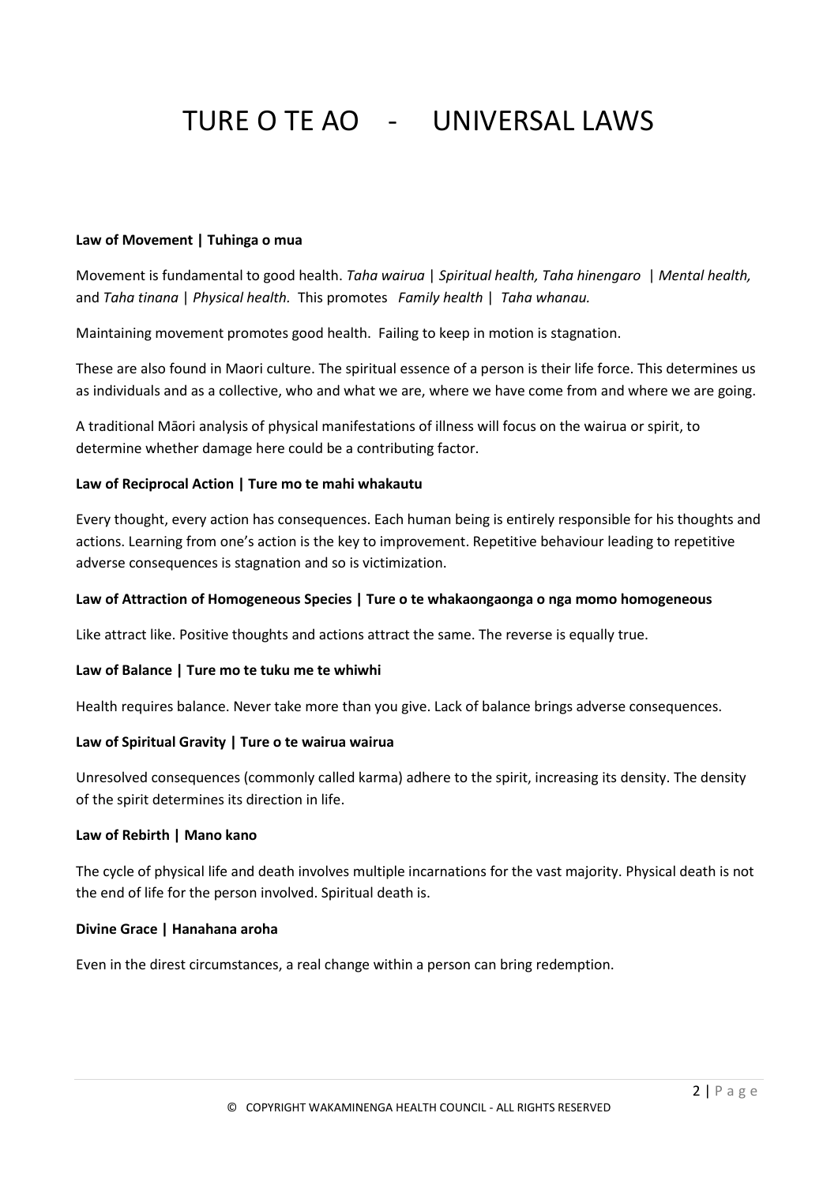# TURE O TE AO - UNIVERSAL LAWS

**Law of Movement | Tuhinga o mua**

Movement is fundamental to good health. *Taha wairua | Spiritual health, Taha hinengaro | Mental health,* and *Taha tinana | Physical health.* This promotes *Family health | Taha whanau.*

Maintaining movement promotes good health. Failing to keep in motion is stagnation.

These are also found in Maori culture. The spiritual essence of a person is their life force. This determines us as individuals and as a collective, who and what we are, where we have come from and where we are going.

A traditional Māori analysis of physical manifestations of illness will focus on the wairua or spirit, to determine whether damage here could be a contributing factor.

**Law of Reciprocal Action | Ture mo te mahi whakautu**

Every thought, every action has consequences. Each human being is entirely responsible for his thoughts and actions. Learning from one's action is the key to improvement. Repetitive behaviour leading to repetitive adverse consequences is stagnation and so is victimization.

**Law of Attraction of Homogeneous Species | Ture o te whakaongaonga o nga momo homogeneous**

Like attract like. Positive thoughts and actions attract the same. The reverse is equally true.

**Law of Balance | Ture mo te tuku me te whiwhi**

Health requires balance. Never take more than you give. Lack of balance brings adverse consequences.

**Law of Spiritual Gravity | Ture o te wairua wairua**

Unresolved consequences (commonly called karma) adhere to the spirit, increasing its density. The density of the spirit determines its direction in life.

**Law of Rebirth | Mano kano**

The cycle of physical life and death involves multiple incarnations for the vast majority. Physical death is not the end of life for the person involved. Spiritual death is.

**Divine Grace | Hanahana aroha**

Even in the direst circumstances, a real change within a person can bring redemption.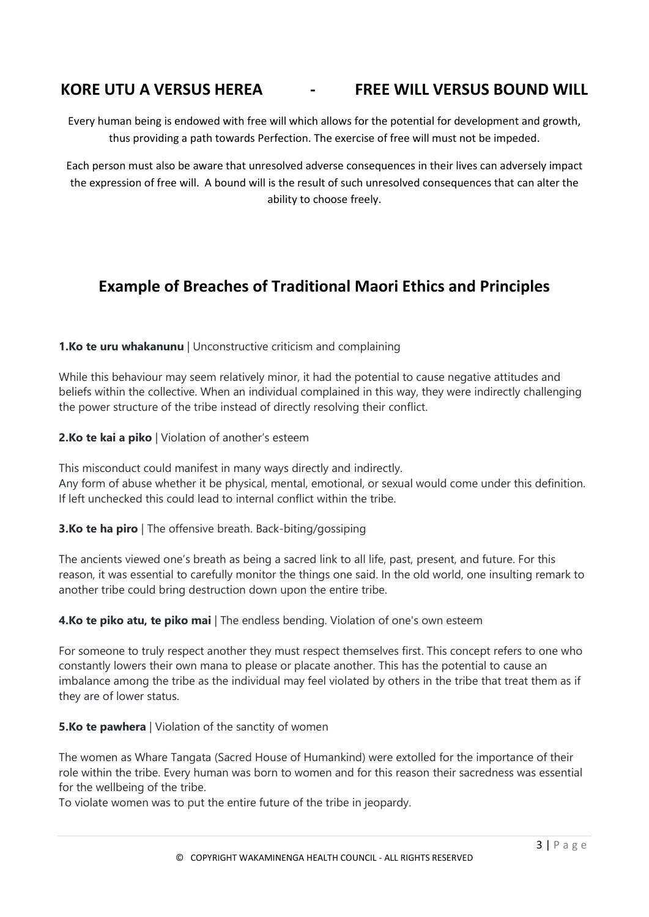## KORE UTU A VERSUS HEREA - FREE WILL VERSUS BOUND WILL

Every human being is endowed with free will which allows for the potential for development and growth, thus providing a path towards Perfection. The exercise of free will must not be impeded.

Each person must also be aware that unresolved adverse consequences in their lives can adversely impact the expression of free will. A bound will is the result of such unresolved consequences that can alter the ability to choose freely.

## Example of Breaches of Traditional Maori Ethics and Principles

**1.Ko te uru whakanunu** | Unconstructive criticism and complaining

While this behaviour may seem relatively minor, it had the potential to cause negative attitudes and beliefs within the collective. When an individual complained in this way, they were indirectly challenging the power structure of the tribe instead of directly resolving their conflict.

**2.Ko te kai a piko** | Violation of another's esteem

This misconduct could manifest in many ways directly and indirectly.
Any form of abuse whether it be physical, mental, emotional, or sexual would come under this definition. If left unchecked this could lead to internal conflict within the tribe.

**3.Ko te ha piro** | The offensive breath. Back-biting/gossiping

The ancients viewed one's breath as being a sacred link to all life, past, present, and future. For this reason, it was essential to carefully monitor the things one said. In the old world, one insulting remark to another tribe could bring destruction down upon the entire tribe.

**4.Ko te piko atu, te piko mai** | The endless bending. Violation of one's own esteem

For someone to truly respect another they must respect themselves first. This concept refers to one who constantly lowers their own mana to please or placate another. This has the potential to cause an imbalance among the tribe as the individual may feel violated by others in the tribe that treat them as if they are of lower status.

**5.Ko te pawhera** | Violation of the sanctity of women

The women as Whare Tangata (Sacred House of Humankind) were extolled for the importance of their role within the tribe. Every human was born to women and for this reason their sacredness was essential for the wellbeing of the tribe.
To violate women was to put the entire future of the tribe in jeopardy.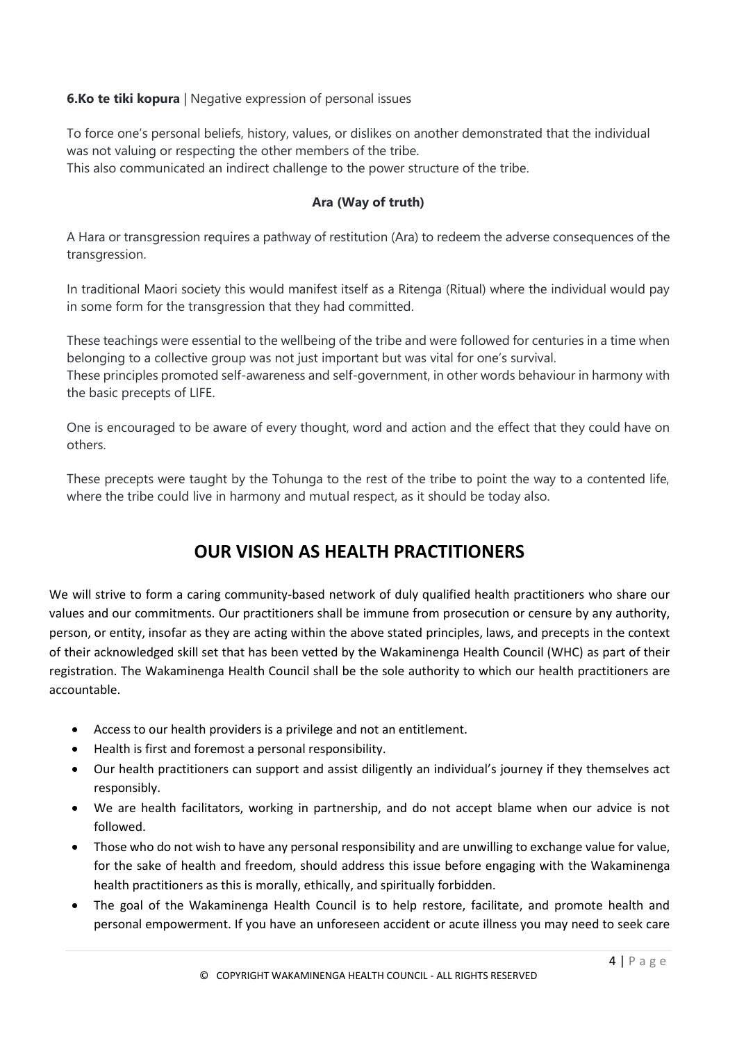**6.Ko te tiki kopura** | Negative expression of personal issues

To force one's personal beliefs, history, values, or dislikes on another demonstrated that the individual was not valuing or respecting the other members of the tribe.
This also communicated an indirect challenge to the power structure of the tribe.

**Ara (Way of truth)**

A Hara or transgression requires a pathway of restitution (Ara) to redeem the adverse consequences of the transgression.

In traditional Maori society this would manifest itself as a Ritenga (Ritual) where the individual would pay in some form for the transgression that they had committed.

These teachings were essential to the wellbeing of the tribe and were followed for centuries in a time when belonging to a collective group was not just important but was vital for one's survival.
These principles promoted self-awareness and self-government, in other words behaviour in harmony with the basic precepts of LIFE.

One is encouraged to be aware of every thought, word and action and the effect that they could have on others.

These precepts were taught by the Tohunga to the rest of the tribe to point the way to a contented life, where the tribe could live in harmony and mutual respect, as it should be today also.

## OUR VISION AS HEALTH PRACTITIONERS

We will strive to form a caring community-based network of duly qualified health practitioners who share our values and our commitments. Our practitioners shall be immune from prosecution or censure by any authority, person, or entity, insofar as they are acting within the above stated principles, laws, and precepts in the context of their acknowledged skill set that has been vetted by the Wakaminenga Health Council (WHC) as part of their registration. The Wakaminenga Health Council shall be the sole authority to which our health practitioners are accountable.

- Access to our health providers is a privilege and not an entitlement.
- Health is first and foremost a personal responsibility.
- Our health practitioners can support and assist diligently an individual's journey if they themselves act responsibly.
- We are health facilitators, working in partnership, and do not accept blame when our advice is not followed.
- Those who do not wish to have any personal responsibility and are unwilling to exchange value for value, for the sake of health and freedom, should address this issue before engaging with the Wakaminenga health practitioners as this is morally, ethically, and spiritually forbidden.
- The goal of the Wakaminenga Health Council is to help restore, facilitate, and promote health and personal empowerment. If you have an unforeseen accident or acute illness you may need to seek care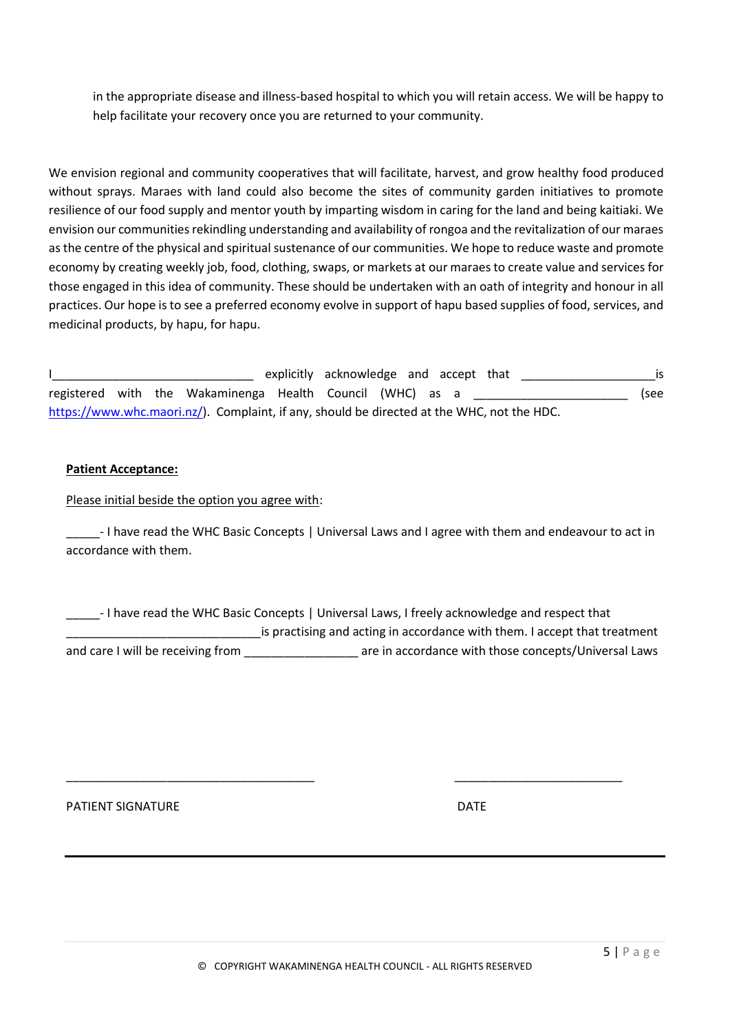in the appropriate disease and illness-based hospital to which you will retain access. We will be happy to help facilitate your recovery once you are returned to your community.

We envision regional and community cooperatives that will facilitate, harvest, and grow healthy food produced without sprays. Maraes with land could also become the sites of community garden initiatives to promote resilience of our food supply and mentor youth by imparting wisdom in caring for the land and being kaitiaki. We envision our communities rekindling understanding and availability of rongoa and the revitalization of our maraes as the centre of the physical and spiritual sustenance of our communities. We hope to reduce waste and promote economy by creating weekly job, food, clothing, swaps, or markets at our maraes to create value and services for those engaged in this idea of community. These should be undertaken with an oath of integrity and honour in all practices. Our hope is to see a preferred economy evolve in support of hapu based supplies of food, services, and medicinal products, by hapu, for hapu.

I______________________________ explicitly acknowledge and accept that ____________________is registered with the Wakaminenga Health Council (WHC) as a _______________________ (see [https://www.whc.maori.nz/](https://www.whc.maori.nz/)). Complaint, if any, should be directed at the WHC, not the HDC.

**Patient Acceptance:**

Please initial beside the option you agree with:

_____- I have read the WHC Basic Concepts | Universal Laws and I agree with them and endeavour to act in accordance with them.

_____- I have read the WHC Basic Concepts | Universal Laws, I freely acknowledge and respect that _____________________________is practising and acting in accordance with them. I accept that treatment and care I will be receiving from _________________ are in accordance with those concepts/Universal Laws

_____________________________________ _________________________

PATIENT SIGNATURE DATE

© COPYRIGHT WAKAMINENGA HEALTH COUNCIL - ALL RIGHTS RESERVED